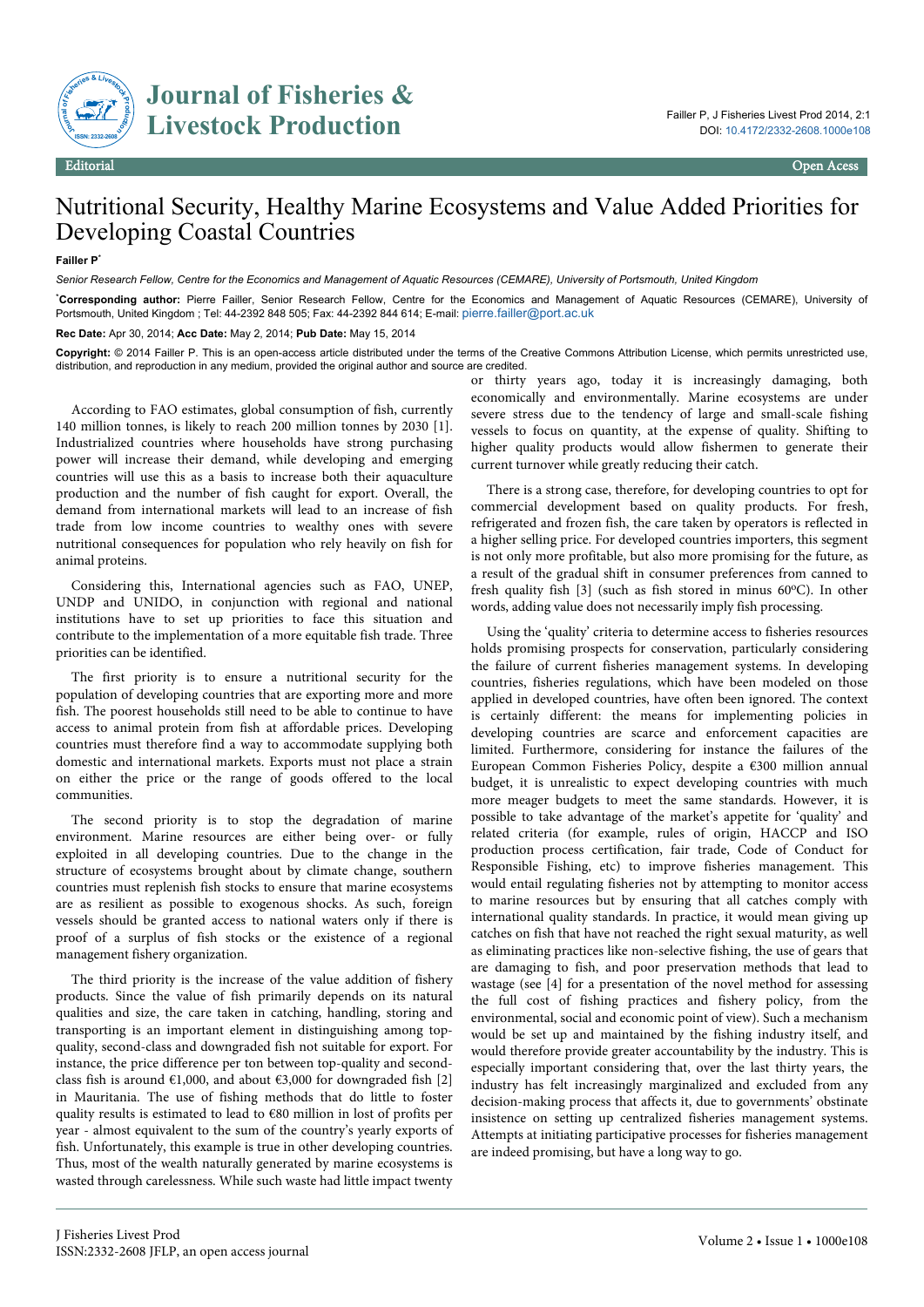Editorial

Open Acess

# Nutritional Security, Healthy Marine Ecosystems and Value Added Priorities for Developing Coastal Countries

**Failler P***

*Senior Research Fellow, Centre for the Economics and Management of Aquatic Resources (CEMARE), University of Portsmouth, United Kingdom*

***Corresponding author:** Pierre Failler, Senior Research Fellow, Centre for the Economics and Management of Aquatic Resources (CEMARE), University of Portsmouth, United Kingdom ; Tel: 44-2392 848 505; Fax: 44-2392 844 614; E-mail: pierre.failler@port.ac.uk

**Rec Date:** Apr 30, 2014; **Acc Date:** May 2, 2014; **Pub Date:** May 15, 2014

**Copyright:** © 2014 Failler P. This is an open-access article distributed under the terms of the Creative Commons Attribution License, which permits unrestricted use, distribution, and reproduction in any medium, provided the original author and source are credited.

According to FAO estimates, global consumption of fish, currently 140 million tonnes, is likely to reach 200 million tonnes by 2030 [1]. Industrialized countries where households have strong purchasing power will increase their demand, while developing and emerging countries will use this as a basis to increase both their aquaculture production and the number of fish caught for export. Overall, the demand from international markets will lead to an increase of fish trade from low income countries to wealthy ones with severe nutritional consequences for population who rely heavily on fish for animal proteins.

Considering this, International agencies such as FAO, UNEP, UNDP and UNIDO, in conjunction with regional and national institutions have to set up priorities to face this situation and contribute to the implementation of a more equitable fish trade. Three priorities can be identified.

The first priority is to ensure a nutritional security for the population of developing countries that are exporting more and more fish. The poorest households still need to be able to continue to have access to animal protein from fish at affordable prices. Developing countries must therefore find a way to accommodate supplying both domestic and international markets. Exports must not place a strain on either the price or the range of goods offered to the local communities.

The second priority is to stop the degradation of marine environment. Marine resources are either being over- or fully exploited in all developing countries. Due to the change in the structure of ecosystems brought about by climate change, southern countries must replenish fish stocks to ensure that marine ecosystems are as resilient as possible to exogenous shocks. As such, foreign vessels should be granted access to national waters only if there is proof of a surplus of fish stocks or the existence of a regional management fishery organization.

The third priority is the increase of the value addition of fishery products. Since the value of fish primarily depends on its natural qualities and size, the care taken in catching, handling, storing and transporting is an important element in distinguishing among top-quality, second-class and downgraded fish not suitable for export. For instance, the price difference per ton between top-quality and second-class fish is around €1,000, and about €3,000 for downgraded fish [2] in Mauritania. The use of fishing methods that do little to foster quality results is estimated to lead to €80 million in lost of profits per year - almost equivalent to the sum of the country's yearly exports of fish. Unfortunately, this example is true in other developing countries. Thus, most of the wealth naturally generated by marine ecosystems is wasted through carelessness. While such waste had little impact twenty or thirty years ago, today it is increasingly damaging, both economically and environmentally. Marine ecosystems are under severe stress due to the tendency of large and small-scale fishing vessels to focus on quantity, at the expense of quality. Shifting to higher quality products would allow fishermen to generate their current turnover while greatly reducing their catch.

There is a strong case, therefore, for developing countries to opt for commercial development based on quality products. For fresh, refrigerated and frozen fish, the care taken by operators is reflected in a higher selling price. For developed countries importers, this segment is not only more profitable, but also more promising for the future, as a result of the gradual shift in consumer preferences from canned to fresh quality fish [3] (such as fish stored in minus 60ºC). In other words, adding value does not necessarily imply fish processing.

Using the 'quality' criteria to determine access to fisheries resources holds promising prospects for conservation, particularly considering the failure of current fisheries management systems. In developing countries, fisheries regulations, which have been modeled on those applied in developed countries, have often been ignored. The context is certainly different: the means for implementing policies in developing countries are scarce and enforcement capacities are limited. Furthermore, considering for instance the failures of the European Common Fisheries Policy, despite a €300 million annual budget, it is unrealistic to expect developing countries with much more meager budgets to meet the same standards. However, it is possible to take advantage of the market's appetite for 'quality' and related criteria (for example, rules of origin, HACCP and ISO production process certification, fair trade, Code of Conduct for Responsible Fishing, etc) to improve fisheries management. This would entail regulating fisheries not by attempting to monitor access to marine resources but by ensuring that all catches comply with international quality standards. In practice, it would mean giving up catches on fish that have not reached the right sexual maturity, as well as eliminating practices like non-selective fishing, the use of gears that are damaging to fish, and poor preservation methods that lead to wastage (see [4] for a presentation of the novel method for assessing the full cost of fishing practices and fishery policy, from the environmental, social and economic point of view). Such a mechanism would be set up and maintained by the fishing industry itself, and would therefore provide greater accountability by the industry. This is especially important considering that, over the last thirty years, the industry has felt increasingly marginalized and excluded from any decision-making process that affects it, due to governments' obstinate insistence on setting up centralized fisheries management systems. Attempts at initiating participative processes for fisheries management are indeed promising, but have a long way to go.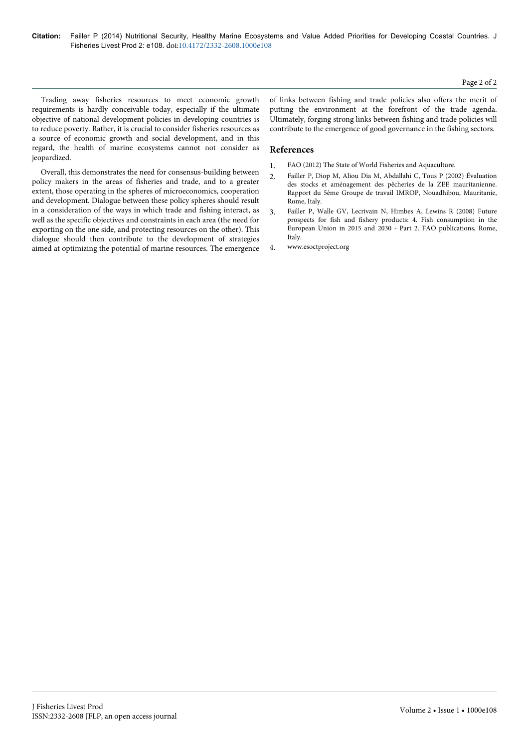Trading away fisheries resources to meet economic growth requirements is hardly conceivable today, especially if the ultimate objective of national development policies in developing countries is to reduce poverty. Rather, it is crucial to consider fisheries resources as a source of economic growth and social development, and in this regard, the health of marine ecosystems cannot not consider as jeopardized.

Overall, this demonstrates the need for consensus-building between policy makers in the areas of fisheries and trade, and to a greater extent, those operating in the spheres of microeconomics, cooperation and development. Dialogue between these policy spheres should result in a consideration of the ways in which trade and fishing interact, as well as the specific objectives and constraints in each area (the need for exporting on the one side, and protecting resources on the other). This dialogue should then contribute to the development of strategies aimed at optimizing the potential of marine resources. The emergence of links between fishing and trade policies also offers the merit of putting the environment at the forefront of the trade agenda. Ultimately, forging strong links between fishing and trade policies will contribute to the emergence of good governance in the fishing sectors.

## References

1. FAO (2012) The State of World Fisheries and Aquaculture.
2. Failler P, Diop M, Aliou Dia M, Abdallahi C, Tous P (2002) Évaluation des stocks et aménagement des pêcheries de la ZEE mauritanienne. Rapport du 5ème Groupe de travail IMROP, Nouadhibou, Mauritanie, Rome, Italy.
3. Failler P, Walle GV, Lecrivain N, Himbes A, Lewins R (2008) Future prospects for fish and fishery products: 4. Fish consumption in the European Union in 2015 and 2030 - Part 2. FAO publications, Rome, Italy.
4. www.esoctproject.org